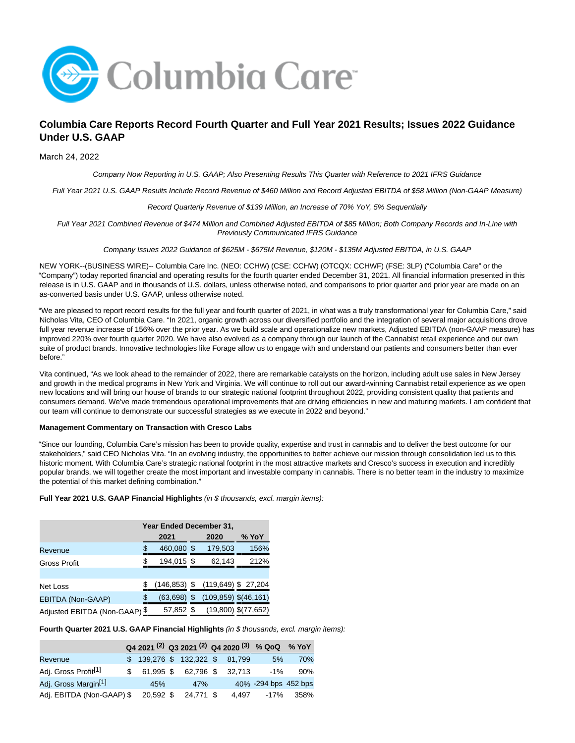# Columbia Care Reports Record Fourth Quarter and Full Year 2021 Results; Issues 2022 Guidance Under U.S. GAAP

March 24, 2022

*Company Now Reporting in U.S. GAAP; Also Presenting Results This Quarter with Reference to 2021 IFRS Guidance*

*Full Year 2021 U.S. GAAP Results Include Record Revenue of $460 Million and Record Adjusted EBITDA of $58 Million (Non-GAAP Measure)*

*Record Quarterly Revenue of $139 Million, an Increase of 70% YoY, 5% Sequentially*

*Full Year 2021 Combined Revenue of $474 Million and Combined Adjusted EBITDA of $85 Million; Both Company Records and In-Line with Previously Communicated IFRS Guidance*

*Company Issues 2022 Guidance of $625M - $675M Revenue, $120M - $135M Adjusted EBITDA, in U.S. GAAP*

NEW YORK--(BUSINESS WIRE)-- Columbia Care Inc. (NEO: CCHW) (CSE: CCHW) (OTCQX: CCHWF) (FSE: 3LP) ("Columbia Care" or the "Company") today reported financial and operating results for the fourth quarter ended December 31, 2021. All financial information presented in this release is in U.S. GAAP and in thousands of U.S. dollars, unless otherwise noted, and comparisons to prior quarter and prior year are made on an as-converted basis under U.S. GAAP, unless otherwise noted.

"We are pleased to report record results for the full year and fourth quarter of 2021, in what was a truly transformational year for Columbia Care," said Nicholas Vita, CEO of Columbia Care. "In 2021, organic growth across our diversified portfolio and the integration of several major acquisitions drove full year revenue increase of 156% over the prior year. As we build scale and operationalize new markets, Adjusted EBITDA (non-GAAP measure) has improved 220% over fourth quarter 2020. We have also evolved as a company through our launch of the Cannabist retail experience and our own suite of product brands. Innovative technologies like Forage allow us to engage with and understand our patients and consumers better than ever before."

Vita continued, "As we look ahead to the remainder of 2022, there are remarkable catalysts on the horizon, including adult use sales in New Jersey and growth in the medical programs in New York and Virginia. We will continue to roll out our award-winning Cannabist retail experience as we open new locations and will bring our house of brands to our strategic national footprint throughout 2022, providing consistent quality that patients and consumers demand. We've made tremendous operational improvements that are driving efficiencies in new and maturing markets. I am confident that our team will continue to demonstrate our successful strategies as we execute in 2022 and beyond."

**Management Commentary on Transaction with Cresco Labs**

"Since our founding, Columbia Care's mission has been to provide quality, expertise and trust in cannabis and to deliver the best outcome for our stakeholders," said CEO Nicholas Vita. "In an evolving industry, the opportunities to better achieve our mission through consolidation led us to this historic moment. With Columbia Care's strategic national footprint in the most attractive markets and Cresco's success in execution and incredibly popular brands, we will together create the most important and investable company in cannabis. There is no better team in the industry to maximize the potential of this market defining combination."

**Full Year 2021 U.S. GAAP Financial Highlights** *(in $ thousands, excl. margin items):*

| | Year Ended December 31, | | |
|---|---|---|---|
| | 2021 | 2020 | % YoY |
| Revenue | $ 460,080 | $ 179,503 | 156% |
| Gross Profit | $ 194,015 | $ 62,143 | 212% |
| | | | |
| Net Loss | $ (146,853) | $ (119,649) | $ 27,204 |
| EBITDA (Non-GAAP) | $ (63,698) | $ (109,859) | $(46,161) |
| Adjusted EBITDA (Non-GAAP) | $ 57,852 | $ (19,800) | $(77,652) |

**Fourth Quarter 2021 U.S. GAAP Financial Highlights** *(in $ thousands, excl. margin items):*

| | Q4 2021 (2) | Q3 2021 (2) | Q4 2020 (3) | % QoQ | % YoY |
|---|---|---|---|---|---|
| Revenue | $ 139,276 | $ 132,322 | $ 81,799 | 5% | 70% |
| Adj. Gross Profit[1] | $ 61,995 | $ 62,796 | $ 32,713 | -1% | 90% |
| Adj. Gross Margin[1] | 45% | 47% | 40% | -294 bps | 452 bps |
| Adj. EBITDA (Non-GAAP) | $ 20,592 | $ 24,771 | $ 4,497 | -17% | 358% |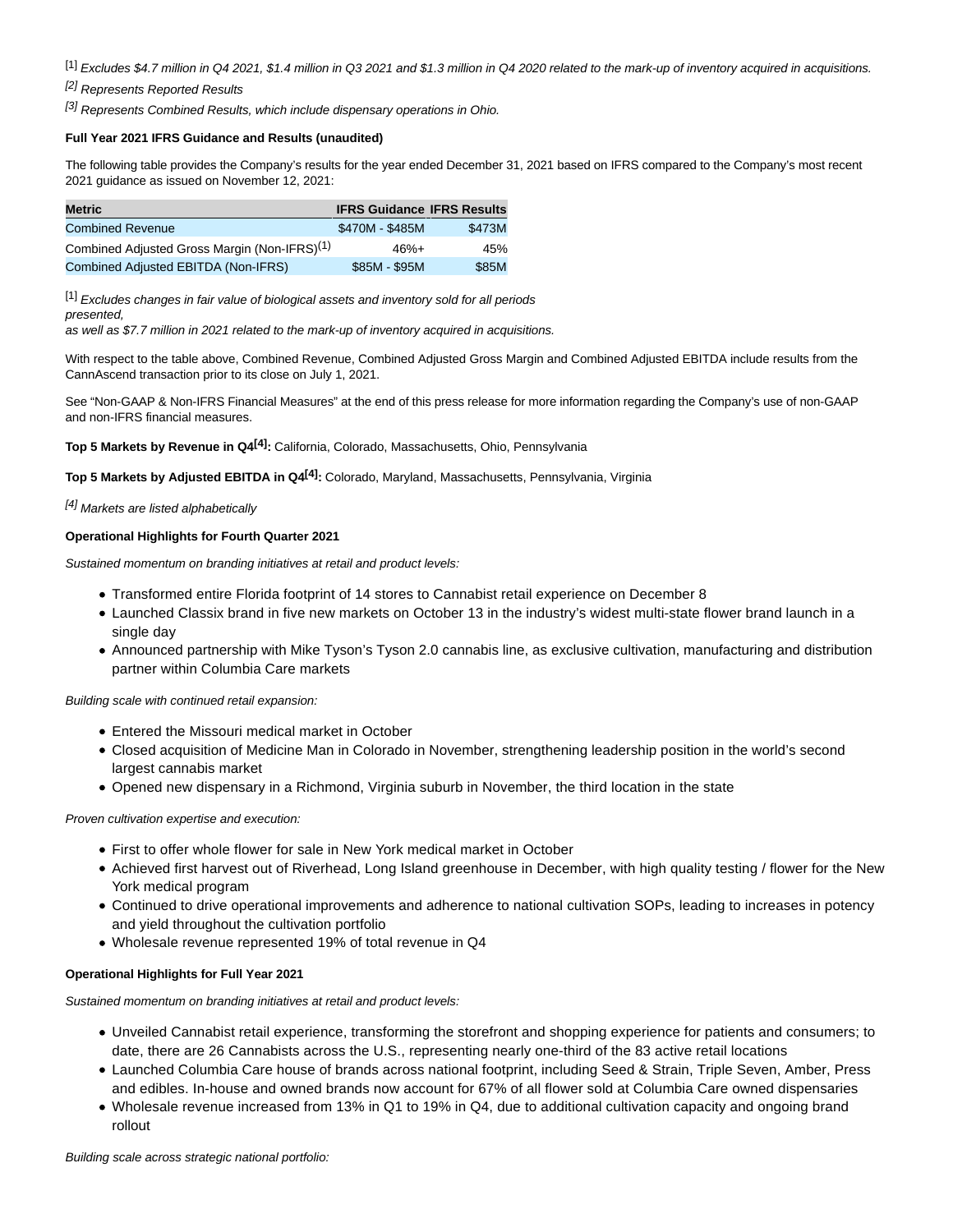[1] *Excludes $4.7 million in Q4 2021, $1.4 million in Q3 2021 and $1.3 million in Q4 2020 related to the mark-up of inventory acquired in acquisitions.*

[2] *Represents Reported Results*

[3] *Represents Combined Results, which include dispensary operations in Ohio.*

**Full Year 2021 IFRS Guidance and Results (unaudited)**

The following table provides the Company's results for the year ended December 31, 2021 based on IFRS compared to the Company's most recent 2021 guidance as issued on November 12, 2021:

| Metric | IFRS Guidance | IFRS Results |
|---|---|---|
| Combined Revenue | $470M - $485M | $473M |
| Combined Adjusted Gross Margin (Non-IFRS)[1] | 46%+ | 45% |
| Combined Adjusted EBITDA (Non-IFRS) | $85M - $95M | $85M |

[1] *Excludes changes in fair value of biological assets and inventory sold for all periods presented, as well as $7.7 million in 2021 related to the mark-up of inventory acquired in acquisitions.*

With respect to the table above, Combined Revenue, Combined Adjusted Gross Margin and Combined Adjusted EBITDA include results from the CannAscend transaction prior to its close on July 1, 2021.

See "Non-GAAP & Non-IFRS Financial Measures" at the end of this press release for more information regarding the Company's use of non-GAAP and non-IFRS financial measures.

**Top 5 Markets by Revenue in Q4[4]:** California, Colorado, Massachusetts, Ohio, Pennsylvania

**Top 5 Markets by Adjusted EBITDA in Q4[4]:** Colorado, Maryland, Massachusetts, Pennsylvania, Virginia

[4] *Markets are listed alphabetically*

**Operational Highlights for Fourth Quarter 2021**

*Sustained momentum on branding initiatives at retail and product levels:*

- Transformed entire Florida footprint of 14 stores to Cannabist retail experience on December 8
- Launched Classix brand in five new markets on October 13 in the industry's widest multi-state flower brand launch in a single day
- Announced partnership with Mike Tyson's Tyson 2.0 cannabis line, as exclusive cultivation, manufacturing and distribution partner within Columbia Care markets

*Building scale with continued retail expansion:*

- Entered the Missouri medical market in October
- Closed acquisition of Medicine Man in Colorado in November, strengthening leadership position in the world's second largest cannabis market
- Opened new dispensary in a Richmond, Virginia suburb in November, the third location in the state

*Proven cultivation expertise and execution:*

- First to offer whole flower for sale in New York medical market in October
- Achieved first harvest out of Riverhead, Long Island greenhouse in December, with high quality testing / flower for the New York medical program
- Continued to drive operational improvements and adherence to national cultivation SOPs, leading to increases in potency and yield throughout the cultivation portfolio
- Wholesale revenue represented 19% of total revenue in Q4

**Operational Highlights for Full Year 2021**

*Sustained momentum on branding initiatives at retail and product levels:*

- Unveiled Cannabist retail experience, transforming the storefront and shopping experience for patients and consumers; to date, there are 26 Cannabists across the U.S., representing nearly one-third of the 83 active retail locations
- Launched Columbia Care house of brands across national footprint, including Seed & Strain, Triple Seven, Amber, Press and edibles. In-house and owned brands now account for 67% of all flower sold at Columbia Care owned dispensaries
- Wholesale revenue increased from 13% in Q1 to 19% in Q4, due to additional cultivation capacity and ongoing brand rollout

*Building scale across strategic national portfolio:*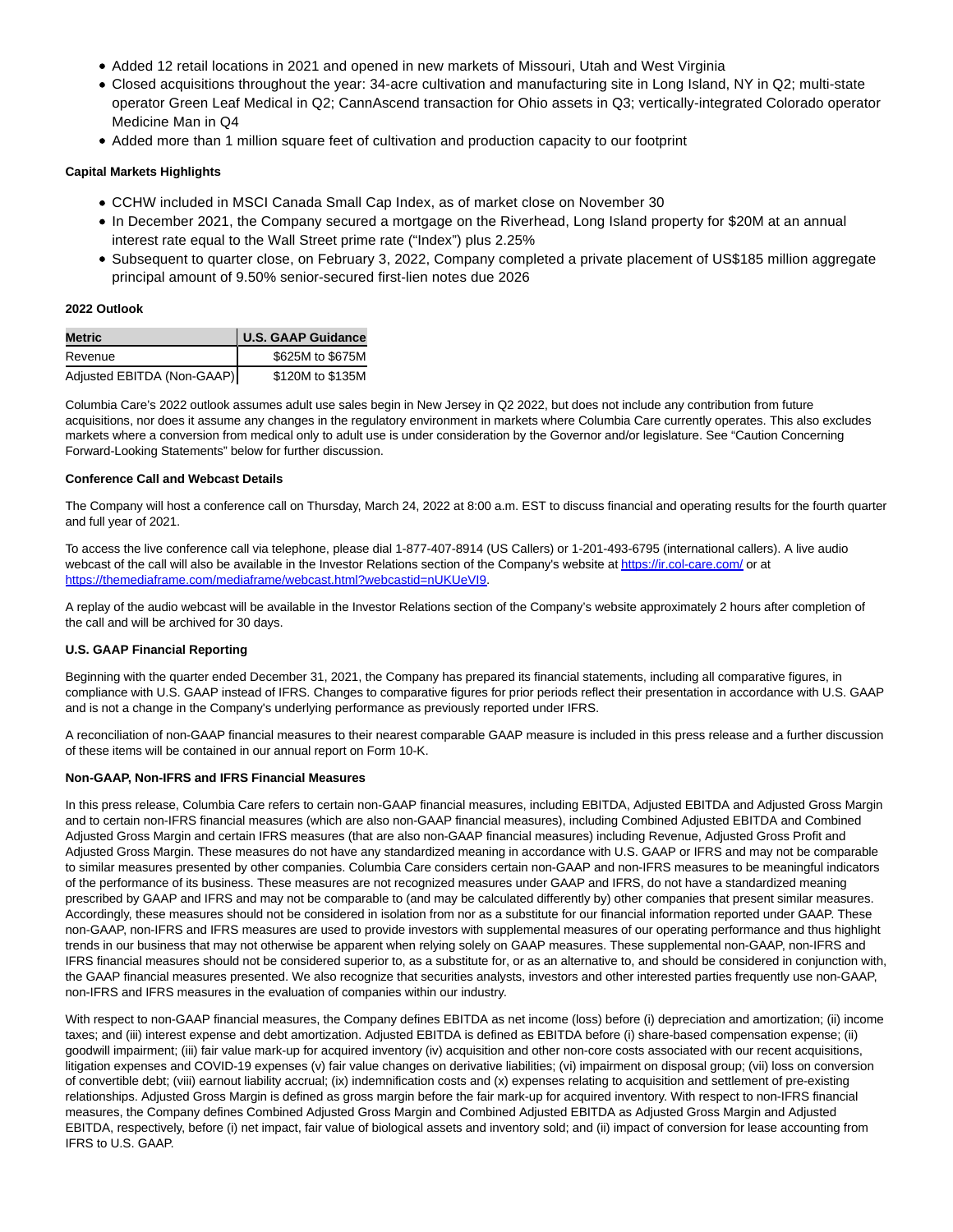- Added 12 retail locations in 2021 and opened in new markets of Missouri, Utah and West Virginia
- Closed acquisitions throughout the year: 34-acre cultivation and manufacturing site in Long Island, NY in Q2; multi-state operator Green Leaf Medical in Q2; CannAscend transaction for Ohio assets in Q3; vertically-integrated Colorado operator Medicine Man in Q4
- Added more than 1 million square feet of cultivation and production capacity to our footprint

**Capital Markets Highlights**

- CCHW included in MSCI Canada Small Cap Index, as of market close on November 30
- In December 2021, the Company secured a mortgage on the Riverhead, Long Island property for $20M at an annual interest rate equal to the Wall Street prime rate ("Index") plus 2.25%
- Subsequent to quarter close, on February 3, 2022, Company completed a private placement of US$185 million aggregate principal amount of 9.50% senior-secured first-lien notes due 2026

**2022 Outlook**

| Metric | U.S. GAAP Guidance |
|---|---|
| Revenue | $625M to $675M |
| Adjusted EBITDA (Non-GAAP) | $120M to $135M |

Columbia Care's 2022 outlook assumes adult use sales begin in New Jersey in Q2 2022, but does not include any contribution from future acquisitions, nor does it assume any changes in the regulatory environment in markets where Columbia Care currently operates. This also excludes markets where a conversion from medical only to adult use is under consideration by the Governor and/or legislature. See "Caution Concerning Forward-Looking Statements" below for further discussion.

**Conference Call and Webcast Details**

The Company will host a conference call on Thursday, March 24, 2022 at 8:00 a.m. EST to discuss financial and operating results for the fourth quarter and full year of 2021.

To access the live conference call via telephone, please dial 1-877-407-8914 (US Callers) or 1-201-493-6795 (international callers). A live audio webcast of the call will also be available in the Investor Relations section of the Company's website at https://ir.col-care.com/ or at https://themediaframe.com/mediaframe/webcast.html?webcastid=nUKUeVI9.

A replay of the audio webcast will be available in the Investor Relations section of the Company's website approximately 2 hours after completion of the call and will be archived for 30 days.

**U.S. GAAP Financial Reporting**

Beginning with the quarter ended December 31, 2021, the Company has prepared its financial statements, including all comparative figures, in compliance with U.S. GAAP instead of IFRS. Changes to comparative figures for prior periods reflect their presentation in accordance with U.S. GAAP and is not a change in the Company's underlying performance as previously reported under IFRS.

A reconciliation of non-GAAP financial measures to their nearest comparable GAAP measure is included in this press release and a further discussion of these items will be contained in our annual report on Form 10-K.

**Non-GAAP, Non-IFRS and IFRS Financial Measures**

In this press release, Columbia Care refers to certain non-GAAP financial measures, including EBITDA, Adjusted EBITDA and Adjusted Gross Margin and to certain non-IFRS financial measures (which are also non-GAAP financial measures), including Combined Adjusted EBITDA and Combined Adjusted Gross Margin and certain IFRS measures (that are also non-GAAP financial measures) including Revenue, Adjusted Gross Profit and Adjusted Gross Margin. These measures do not have any standardized meaning in accordance with U.S. GAAP or IFRS and may not be comparable to similar measures presented by other companies. Columbia Care considers certain non-GAAP and non-IFRS measures to be meaningful indicators of the performance of its business. These measures are not recognized measures under GAAP and IFRS, do not have a standardized meaning prescribed by GAAP and IFRS and may not be comparable to (and may be calculated differently by) other companies that present similar measures. Accordingly, these measures should not be considered in isolation from nor as a substitute for our financial information reported under GAAP. These non-GAAP, non-IFRS and IFRS measures are used to provide investors with supplemental measures of our operating performance and thus highlight trends in our business that may not otherwise be apparent when relying solely on GAAP measures. These supplemental non-GAAP, non-IFRS and IFRS financial measures should not be considered superior to, as a substitute for, or as an alternative to, and should be considered in conjunction with, the GAAP financial measures presented. We also recognize that securities analysts, investors and other interested parties frequently use non-GAAP, non-IFRS and IFRS measures in the evaluation of companies within our industry.

With respect to non-GAAP financial measures, the Company defines EBITDA as net income (loss) before (i) depreciation and amortization; (ii) income taxes; and (iii) interest expense and debt amortization. Adjusted EBITDA is defined as EBITDA before (i) share-based compensation expense; (ii) goodwill impairment; (iii) fair value mark-up for acquired inventory (iv) acquisition and other non-core costs associated with our recent acquisitions, litigation expenses and COVID-19 expenses (v) fair value changes on derivative liabilities; (vi) impairment on disposal group; (vii) loss on conversion of convertible debt; (viii) earnout liability accrual; (ix) indemnification costs and (x) expenses relating to acquisition and settlement of pre-existing relationships. Adjusted Gross Margin is defined as gross margin before the fair mark-up for acquired inventory. With respect to non-IFRS financial measures, the Company defines Combined Adjusted Gross Margin and Combined Adjusted EBITDA as Adjusted Gross Margin and Adjusted EBITDA, respectively, before (i) net impact, fair value of biological assets and inventory sold; and (ii) impact of conversion for lease accounting from IFRS to U.S. GAAP.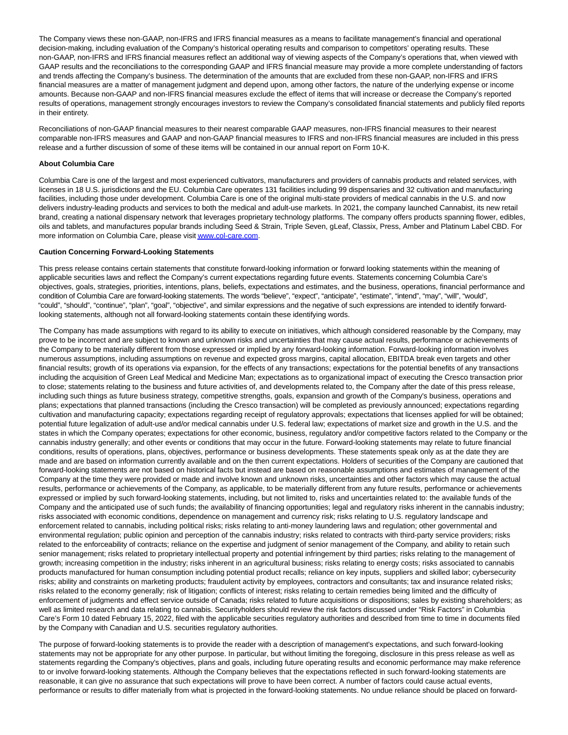The Company views these non-GAAP, non-IFRS and IFRS financial measures as a means to facilitate management's financial and operational decision-making, including evaluation of the Company's historical operating results and comparison to competitors' operating results. These non-GAAP, non-IFRS and IFRS financial measures reflect an additional way of viewing aspects of the Company's operations that, when viewed with GAAP results and the reconciliations to the corresponding GAAP and IFRS financial measure may provide a more complete understanding of factors and trends affecting the Company's business. The determination of the amounts that are excluded from these non-GAAP, non-IFRS and IFRS financial measures are a matter of management judgment and depend upon, among other factors, the nature of the underlying expense or income amounts. Because non-GAAP and non-IFRS financial measures exclude the effect of items that will increase or decrease the Company's reported results of operations, management strongly encourages investors to review the Company's consolidated financial statements and publicly filed reports in their entirety.

Reconciliations of non-GAAP financial measures to their nearest comparable GAAP measures, non-IFRS financial measures to their nearest comparable non-IFRS measures and GAAP and non-GAAP financial measures to IFRS and non-IFRS financial measures are included in this press release and a further discussion of some of these items will be contained in our annual report on Form 10-K.

**About Columbia Care**

Columbia Care is one of the largest and most experienced cultivators, manufacturers and providers of cannabis products and related services, with licenses in 18 U.S. jurisdictions and the EU. Columbia Care operates 131 facilities including 99 dispensaries and 32 cultivation and manufacturing facilities, including those under development. Columbia Care is one of the original multi-state providers of medical cannabis in the U.S. and now delivers industry-leading products and services to both the medical and adult-use markets. In 2021, the company launched Cannabist, its new retail brand, creating a national dispensary network that leverages proprietary technology platforms. The company offers products spanning flower, edibles, oils and tablets, and manufactures popular brands including Seed & Strain, Triple Seven, gLeaf, Classix, Press, Amber and Platinum Label CBD. For more information on Columbia Care, please visit [www.col-care.com](www.col-care.com).

**Caution Concerning Forward-Looking Statements**

This press release contains certain statements that constitute forward-looking information or forward looking statements within the meaning of applicable securities laws and reflect the Company's current expectations regarding future events. Statements concerning Columbia Care's objectives, goals, strategies, priorities, intentions, plans, beliefs, expectations and estimates, and the business, operations, financial performance and condition of Columbia Care are forward-looking statements. The words "believe", "expect", "anticipate", "estimate", "intend", "may", "will", "would", "could", "should", "continue", "plan", "goal", "objective", and similar expressions and the negative of such expressions are intended to identify forward-looking statements, although not all forward-looking statements contain these identifying words.

The Company has made assumptions with regard to its ability to execute on initiatives, which although considered reasonable by the Company, may prove to be incorrect and are subject to known and unknown risks and uncertainties that may cause actual results, performance or achievements of the Company to be materially different from those expressed or implied by any forward-looking information. Forward-looking information involves numerous assumptions, including assumptions on revenue and expected gross margins, capital allocation, EBITDA break even targets and other financial results; growth of its operations via expansion, for the effects of any transactions; expectations for the potential benefits of any transactions including the acquisition of Green Leaf Medical and Medicine Man; expectations as to organizational impact of executing the Cresco transaction prior to close; statements relating to the business and future activities of, and developments related to, the Company after the date of this press release, including such things as future business strategy, competitive strengths, goals, expansion and growth of the Company's business, operations and plans; expectations that planned transactions (including the Cresco transaction) will be completed as previously announced; expectations regarding cultivation and manufacturing capacity; expectations regarding receipt of regulatory approvals; expectations that licenses applied for will be obtained; potential future legalization of adult-use and/or medical cannabis under U.S. federal law; expectations of market size and growth in the U.S. and the states in which the Company operates; expectations for other economic, business, regulatory and/or competitive factors related to the Company or the cannabis industry generally; and other events or conditions that may occur in the future. Forward-looking statements may relate to future financial conditions, results of operations, plans, objectives, performance or business developments. These statements speak only as at the date they are made and are based on information currently available and on the then current expectations. Holders of securities of the Company are cautioned that forward-looking statements are not based on historical facts but instead are based on reasonable assumptions and estimates of management of the Company at the time they were provided or made and involve known and unknown risks, uncertainties and other factors which may cause the actual results, performance or achievements of the Company, as applicable, to be materially different from any future results, performance or achievements expressed or implied by such forward-looking statements, including, but not limited to, risks and uncertainties related to: the available funds of the Company and the anticipated use of such funds; the availability of financing opportunities; legal and regulatory risks inherent in the cannabis industry; risks associated with economic conditions, dependence on management and currency risk; risks relating to U.S. regulatory landscape and enforcement related to cannabis, including political risks; risks relating to anti-money laundering laws and regulation; other governmental and environmental regulation; public opinion and perception of the cannabis industry; risks related to contracts with third-party service providers; risks related to the enforceability of contracts; reliance on the expertise and judgment of senior management of the Company, and ability to retain such senior management; risks related to proprietary intellectual property and potential infringement by third parties; risks relating to the management of growth; increasing competition in the industry; risks inherent in an agricultural business; risks relating to energy costs; risks associated to cannabis products manufactured for human consumption including potential product recalls; reliance on key inputs, suppliers and skilled labor; cybersecurity risks; ability and constraints on marketing products; fraudulent activity by employees, contractors and consultants; tax and insurance related risks; risks related to the economy generally; risk of litigation; conflicts of interest; risks relating to certain remedies being limited and the difficulty of enforcement of judgments and effect service outside of Canada; risks related to future acquisitions or dispositions; sales by existing shareholders; as well as limited research and data relating to cannabis. Securityholders should review the risk factors discussed under "Risk Factors" in Columbia Care's Form 10 dated February 15, 2022, filed with the applicable securities regulatory authorities and described from time to time in documents filed by the Company with Canadian and U.S. securities regulatory authorities.

The purpose of forward-looking statements is to provide the reader with a description of management's expectations, and such forward-looking statements may not be appropriate for any other purpose. In particular, but without limiting the foregoing, disclosure in this press release as well as statements regarding the Company's objectives, plans and goals, including future operating results and economic performance may make reference to or involve forward-looking statements. Although the Company believes that the expectations reflected in such forward-looking statements are reasonable, it can give no assurance that such expectations will prove to have been correct. A number of factors could cause actual events, performance or results to differ materially from what is projected in the forward-looking statements. No undue reliance should be placed on forward-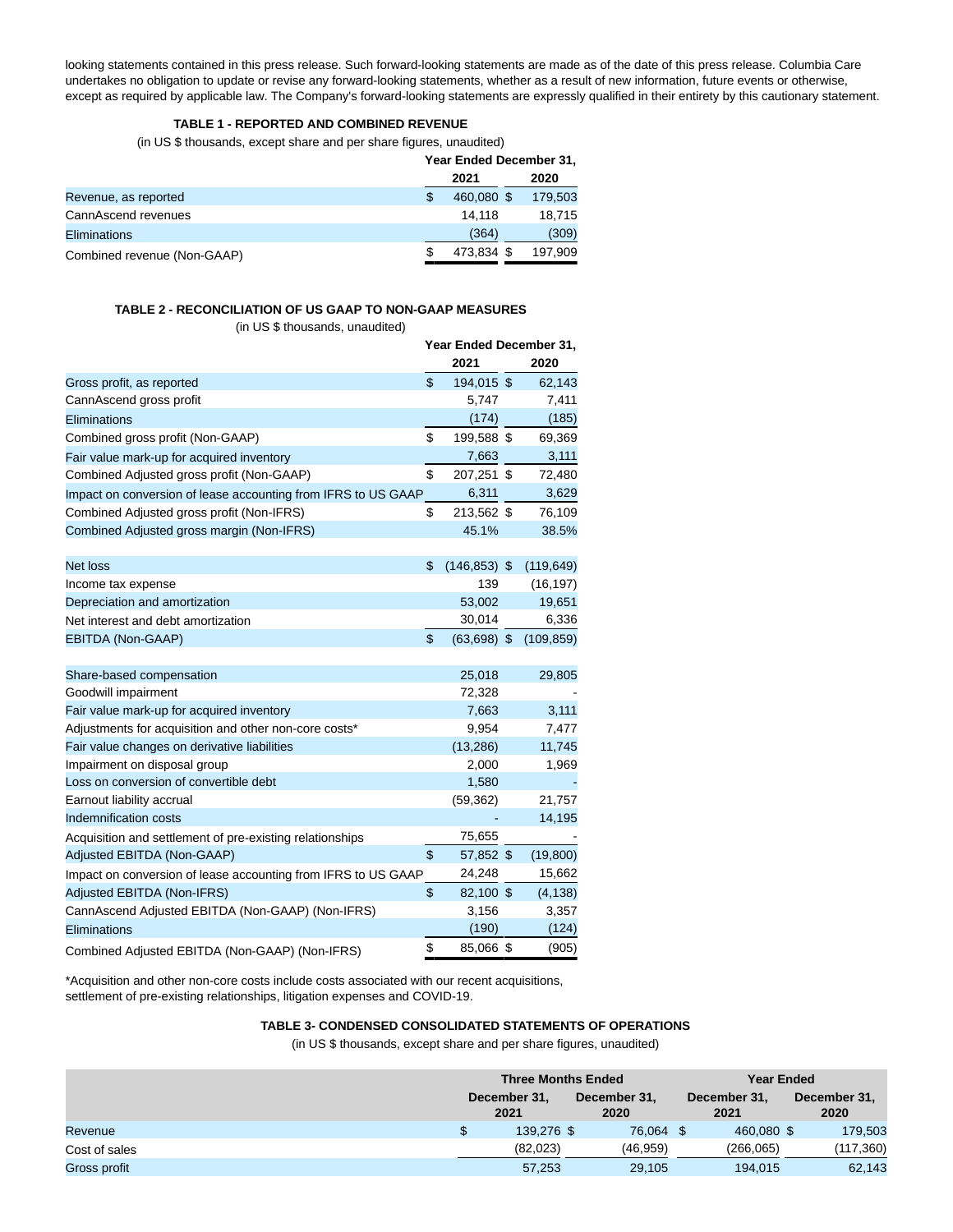looking statements contained in this press release. Such forward-looking statements are made as of the date of this press release. Columbia Care undertakes no obligation to update or revise any forward-looking statements, whether as a result of new information, future events or otherwise, except as required by applicable law. The Company's forward-looking statements are expressly qualified in their entirety by this cautionary statement.

**TABLE 1 - REPORTED AND COMBINED REVENUE**

(in US $ thousands, except share and per share figures, unaudited)

| | Year Ended December 31, | |
|---|---|---|
| | 2021 | 2020 |
| Revenue, as reported | $ 460,080 | $ 179,503 |
| CannAscend revenues | 14,118 | 18,715 |
| Eliminations | (364) | (309) |
| Combined revenue (Non-GAAP) | $ 473,834 | $ 197,909 |

**TABLE 2 - RECONCILIATION OF US GAAP TO NON-GAAP MEASURES**

(in US $ thousands, unaudited)

| | Year Ended December 31, | |
|---|---|---|
| | 2021 | 2020 |
| Gross profit, as reported | $ 194,015 | $ 62,143 |
| CannAscend gross profit | 5,747 | 7,411 |
| Eliminations | (174) | (185) |
| Combined gross profit (Non-GAAP) | $ 199,588 | $ 69,369 |
| Fair value mark-up for acquired inventory | 7,663 | 3,111 |
| Combined Adjusted gross profit (Non-GAAP) | $ 207,251 | $ 72,480 |
| Impact on conversion of lease accounting from IFRS to US GAAP | 6,311 | 3,629 |
| Combined Adjusted gross profit (Non-IFRS) | $ 213,562 | $ 76,109 |
| Combined Adjusted gross margin (Non-IFRS) | 45.1% | 38.5% |
| | | |
| Net loss | $ (146,853) | $ (119,649) |
| Income tax expense | 139 | (16,197) |
| Depreciation and amortization | 53,002 | 19,651 |
| Net interest and debt amortization | 30,014 | 6,336 |
| EBITDA (Non-GAAP) | $ (63,698) | $ (109,859) |
| | | |
| Share-based compensation | 25,018 | 29,805 |
| Goodwill impairment | 72,328 | - |
| Fair value mark-up for acquired inventory | 7,663 | 3,111 |
| Adjustments for acquisition and other non-core costs* | 9,954 | 7,477 |
| Fair value changes on derivative liabilities | (13,286) | 11,745 |
| Impairment on disposal group | 2,000 | 1,969 |
| Loss on conversion of convertible debt | 1,580 | - |
| Earnout liability accrual | (59,362) | 21,757 |
| Indemnification costs | - | 14,195 |
| Acquisition and settlement of pre-existing relationships | 75,655 | - |
| Adjusted EBITDA (Non-GAAP) | $ 57,852 | $ (19,800) |
| Impact on conversion of lease accounting from IFRS to US GAAP | 24,248 | 15,662 |
| Adjusted EBITDA (Non-IFRS) | $ 82,100 | $ (4,138) |
| CannAscend Adjusted EBITDA (Non-GAAP) (Non-IFRS) | 3,156 | 3,357 |
| Eliminations | (190) | (124) |
| Combined Adjusted EBITDA (Non-GAAP) (Non-IFRS) | $ 85,066 | $ (905) |

*Acquisition and other non-core costs include costs associated with our recent acquisitions, settlement of pre-existing relationships, litigation expenses and COVID-19.

**TABLE 3- CONDENSED CONSOLIDATED STATEMENTS OF OPERATIONS**

(in US $ thousands, except share and per share figures, unaudited)

| | Three Months Ended | | Year Ended | |
|---|---|---|---|---|
| | December 31, 2021 | December 31, 2020 | December 31, 2021 | December 31, 2020 |
| Revenue | $ 139,276 | $ 76,064 | $ 460,080 | $ 179,503 |
| Cost of sales | (82,023) | (46,959) | (266,065) | (117,360) |
| Gross profit | 57,253 | 29,105 | 194,015 | 62,143 |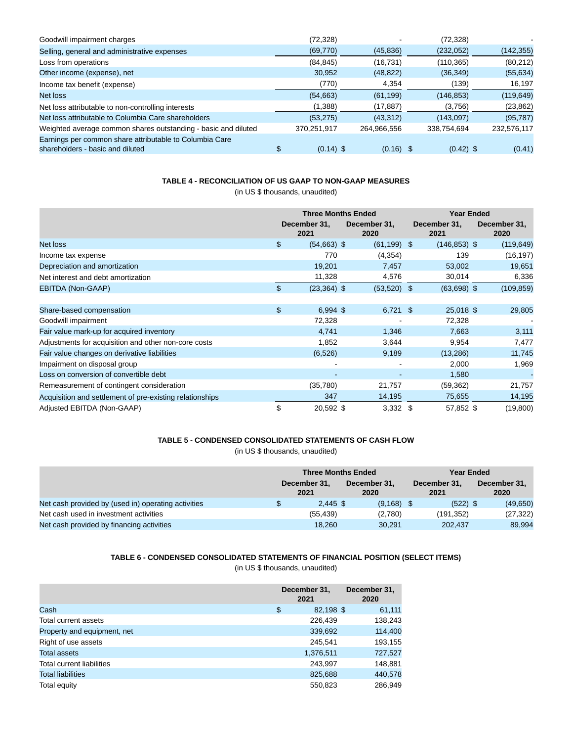| | | | | |
|---|---|---|---|---|
| Goodwill impairment charges | (72,328) | - | (72,328) | - |
| Selling, general and administrative expenses | (69,770) | (45,836) | (232,052) | (142,355) |
| Loss from operations | (84,845) | (16,731) | (110,365) | (80,212) |
| Other income (expense), net | 30,952 | (48,822) | (36,349) | (55,634) |
| Income tax benefit (expense) | (770) | 4,354 | (139) | 16,197 |
| Net loss | (54,663) | (61,199) | (146,853) | (119,649) |
| Net loss attributable to non-controlling interests | (1,388) | (17,887) | (3,756) | (23,862) |
| Net loss attributable to Columbia Care shareholders | (53,275) | (43,312) | (143,097) | (95,787) |
| Weighted average common shares outstanding - basic and diluted | 370,251,917 | 264,966,556 | 338,754,694 | 232,576,117 |
| Earnings per common share attributable to Columbia Care shareholders - basic and diluted | $ (0.14) | $ (0.16) | $ (0.42) | $ (0.41) |

**TABLE 4 - RECONCILIATION OF US GAAP TO NON-GAAP MEASURES**

(in US $ thousands, unaudited)

| | Three Months Ended | | Year Ended | |
|---|---|---|---|---|
| | December 31, 2021 | December 31, 2020 | December 31, 2021 | December 31, 2020 |
| Net loss | $ (54,663) | $ (61,199) | $ (146,853) | $ (119,649) |
| Income tax expense | 770 | (4,354) | 139 | (16,197) |
| Depreciation and amortization | 19,201 | 7,457 | 53,002 | 19,651 |
| Net interest and debt amortization | 11,328 | 4,576 | 30,014 | 6,336 |
| EBITDA (Non-GAAP) | $ (23,364) | $ (53,520) | $ (63,698) | $ (109,859) |
| | | | | |
| Share-based compensation | $ 6,994 | $ 6,721 | $ 25,018 | $ 29,805 |
| Goodwill impairment | 72,328 | - | 72,328 | - |
| Fair value mark-up for acquired inventory | 4,741 | 1,346 | 7,663 | 3,111 |
| Adjustments for acquisition and other non-core costs | 1,852 | 3,644 | 9,954 | 7,477 |
| Fair value changes on derivative liabilities | (6,526) | 9,189 | (13,286) | 11,745 |
| Impairment on disposal group | - | - | 2,000 | 1,969 |
| Loss on conversion of convertible debt | - | - | 1,580 | - |
| Remeasurement of contingent consideration | (35,780) | 21,757 | (59,362) | 21,757 |
| Acquisition and settlement of pre-existing relationships | 347 | 14,195 | 75,655 | 14,195 |
| Adjusted EBITDA (Non-GAAP) | $ 20,592 | $ 3,332 | $ 57,852 | $ (19,800) |

**TABLE 5 - CONDENSED CONSOLIDATED STATEMENTS OF CASH FLOW**

(in US $ thousands, unaudited)

| | Three Months Ended | | Year Ended | |
|---|---|---|---|---|
| | December 31, 2021 | December 31, 2020 | December 31, 2021 | December 31, 2020 |
| Net cash provided by (used in) operating activities | $ 2,445 | $ (9,168) | $ (522) | $ (49,650) |
| Net cash used in investment activities | (55,439) | (2,780) | (191,352) | (27,322) |
| Net cash provided by financing activities | 18,260 | 30,291 | 202,437 | 89,994 |

**TABLE 6 - CONDENSED CONSOLIDATED STATEMENTS OF FINANCIAL POSITION (SELECT ITEMS)**

(in US $ thousands, unaudited)

| | December 31, 2021 | December 31, 2020 |
|---|---|---|
| Cash | $ 82,198 | $ 61,111 |
| Total current assets | 226,439 | 138,243 |
| Property and equipment, net | 339,692 | 114,400 |
| Right of use assets | 245,541 | 193,155 |
| Total assets | 1,376,511 | 727,527 |
| Total current liabilities | 243,997 | 148,881 |
| Total liabilities | 825,688 | 440,578 |
| Total equity | 550,823 | 286,949 |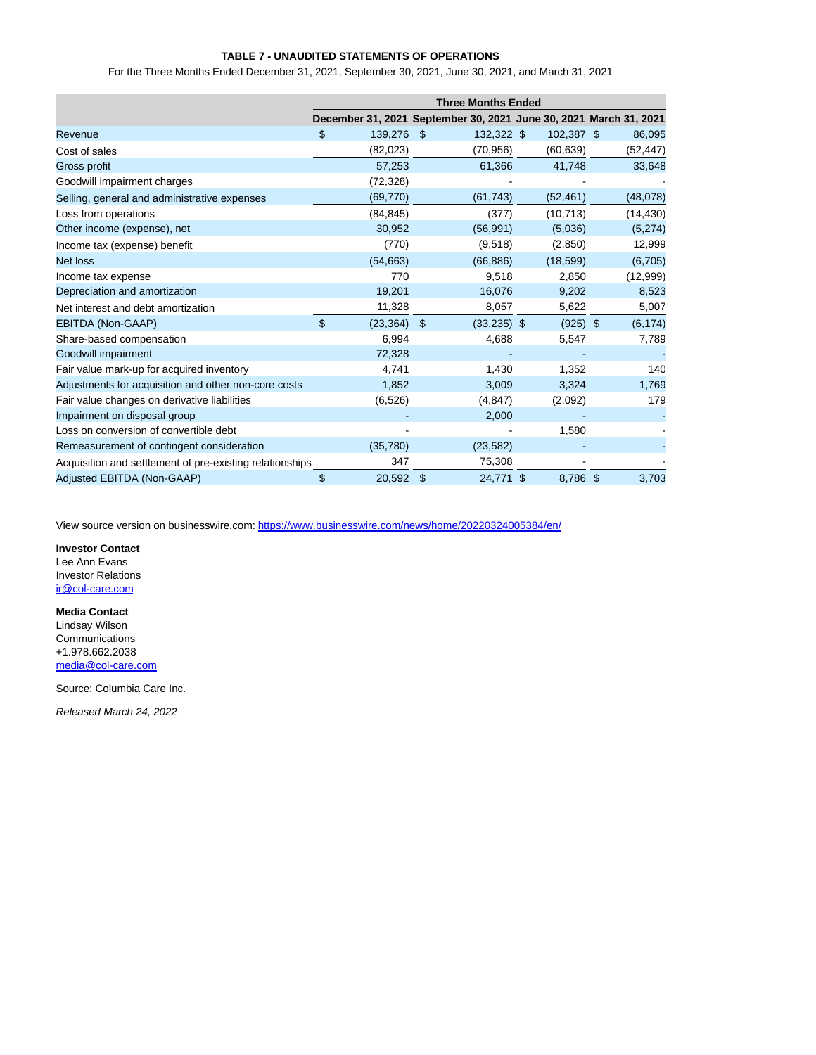**TABLE 7 - UNAUDITED STATEMENTS OF OPERATIONS**

For the Three Months Ended December 31, 2021, September 30, 2021, June 30, 2021, and March 31, 2021

| | Three Months Ended | | | |
|---|---|---|---|---|
| | December 31, 2021 | September 30, 2021 | June 30, 2021 | March 31, 2021 |
| Revenue | $ 139,276 | $ 132,322 | $ 102,387 | $ 86,095 |
| Cost of sales | (82,023) | (70,956) | (60,639) | (52,447) |
| Gross profit | 57,253 | 61,366 | 41,748 | 33,648 |
| Goodwill impairment charges | (72,328) | - | - | - |
| Selling, general and administrative expenses | (69,770) | (61,743) | (52,461) | (48,078) |
| Loss from operations | (84,845) | (377) | (10,713) | (14,430) |
| Other income (expense), net | 30,952 | (56,991) | (5,036) | (5,274) |
| Income tax (expense) benefit | (770) | (9,518) | (2,850) | 12,999 |
| Net loss | (54,663) | (66,886) | (18,599) | (6,705) |
| Income tax expense | 770 | 9,518 | 2,850 | (12,999) |
| Depreciation and amortization | 19,201 | 16,076 | 9,202 | 8,523 |
| Net interest and debt amortization | 11,328 | 8,057 | 5,622 | 5,007 |
| EBITDA (Non-GAAP) | $ (23,364) | $ (33,235) | $ (925) | $ (6,174) |
| Share-based compensation | 6,994 | 4,688 | 5,547 | 7,789 |
| Goodwill impairment | 72,328 | - | - | - |
| Fair value mark-up for acquired inventory | 4,741 | 1,430 | 1,352 | 140 |
| Adjustments for acquisition and other non-core costs | 1,852 | 3,009 | 3,324 | 1,769 |
| Fair value changes on derivative liabilities | (6,526) | (4,847) | (2,092) | 179 |
| Impairment on disposal group | - | 2,000 | - | - |
| Loss on conversion of convertible debt | - | - | 1,580 | - |
| Remeasurement of contingent consideration | (35,780) | (23,582) | - | - |
| Acquisition and settlement of pre-existing relationships | 347 | 75,308 | - | - |
| Adjusted EBITDA (Non-GAAP) | $ 20,592 | $ 24,771 | $ 8,786 | $ 3,703 |

View source version on businesswire.com: https://www.businesswire.com/news/home/20220324005384/en/

**Investor Contact**
Lee Ann Evans
Investor Relations
ir@col-care.com

**Media Contact**
Lindsay Wilson
Communications
+1.978.662.2038
media@col-care.com

Source: Columbia Care Inc.

*Released March 24, 2022*